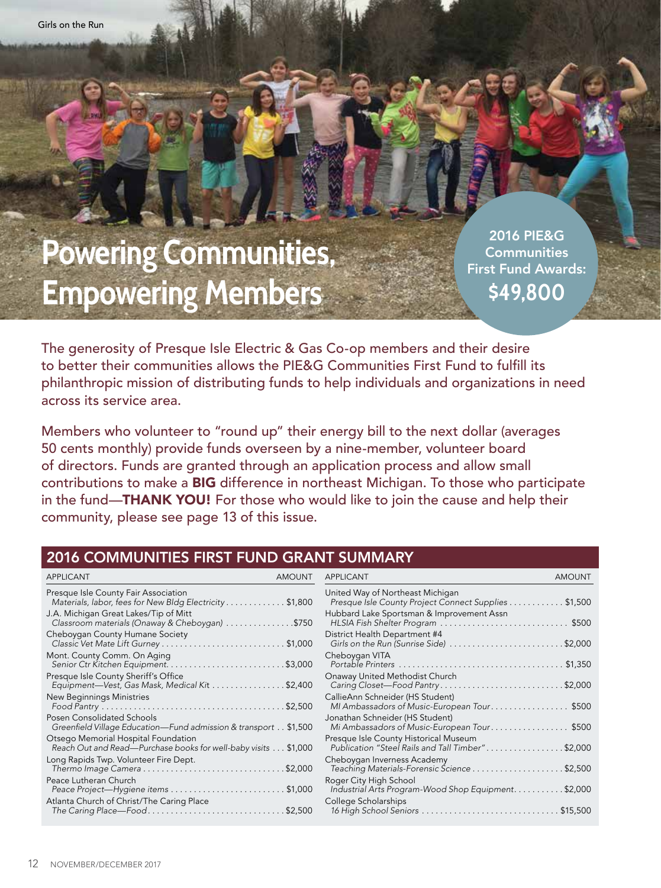Girls on the Run

# Powering Communities, Empowering Members

**2016 PIE&G Communities First Fund Awards: $49,800**

The generosity of Presque Isle Electric & Gas Co-op members and their desire to better their communities allows the PIE&G Communities First Fund to fulfill its philanthropic mission of distributing funds to help individuals and organizations in need across its service area.

Members who volunteer to "round up" their energy bill to the next dollar (averages 50 cents monthly) provide funds overseen by a nine-member, volunteer board of directors. Funds are granted through an application process and allow small contributions to make a **BIG** difference in northeast Michigan. To those who participate in the fund—**THANK YOU!** For those who would like to join the cause and help their community, please see page 13 of this issue.

## 2016 COMMUNITIES FIRST FUND GRANT SUMMARY

| APPLICANT | AMOUNT |
|---|---|
| Presque Isle County Fair Association<br>*Materials, labor, fees for New Bldg Electricity* | $1,800 |
| J.A. Michigan Great Lakes/Tip of Mitt<br>*Classroom materials (Onaway & Cheboygan)* | $750 |
| Cheboygan County Humane Society<br>*Classic Vet Mate Lift Gurney* | $1,000 |
| Mont. County Comm. On Aging<br>*Senior Ctr Kitchen Equipment* | $3,000 |
| Presque Isle County Sheriff's Office<br>*Equipment—Vest, Gas Mask, Medical Kit* | $2,400 |
| New Beginnings Ministries<br>*Food Pantry* | $2,500 |
| Posen Consolidated Schools<br>*Greenfield Village Education—Fund admission & transport* | $1,500 |
| Otsego Memorial Hospital Foundation<br>*Reach Out and Read—Purchase books for well-baby visits* | $1,000 |
| Long Rapids Twp. Volunteer Fire Dept.<br>*Thermo Image Camera* | $2,000 |
| Peace Lutheran Church<br>*Peace Project—Hygiene items* | $1,000 |
| Atlanta Church of Christ/The Caring Place<br>*The Caring Place—Food* | $2,500 |
| United Way of Northeast Michigan<br>*Presque Isle County Project Connect Supplies* | $1,500 |
| Hubbard Lake Sportsman & Improvement Assn<br>*HLSIA Fish Shelter Program* | $500 |
| District Health Department #4<br>*Girls on the Run (Sunrise Side)* | $2,000 |
| Cheboygan VITA<br>*Portable Printers* | $1,350 |
| Onaway United Methodist Church<br>*Caring Closet—Food Pantry* | $2,000 |
| CallieAnn Schneider (HS Student)<br>*MI Ambassadors of Music-European Tour* | $500 |
| Jonathan Schneider (HS Student)<br>*Mi Ambassadors of Music-European Tour* | $500 |
| Presque Isle County Historical Museum<br>*Publication "Steel Rails and Tall Timber"* | $2,000 |
| Cheboygan Inverness Academy<br>*Teaching Materials-Forensic Science* | $2,500 |
| Roger City High School<br>*Industrial Arts Program-Wood Shop Equipment* | $2,000 |
| College Scholarships<br>*16 High School Seniors* | $15,500 |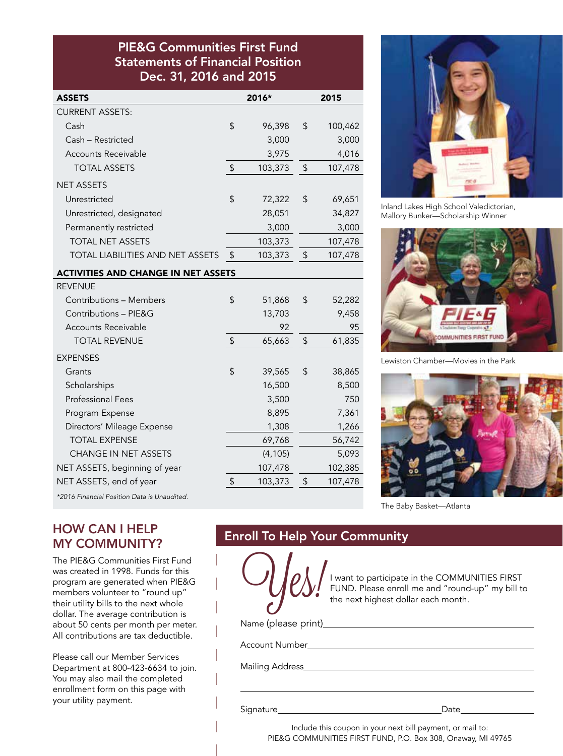## PIE&G Communities First Fund Statements of Financial Position Dec. 31, 2016 and 2015

| ASSETS | 2016* | 2015 |
|---|---|---|
| CURRENT ASSETS: | | |
| Cash | $ 96,398 | $ 100,462 |
| Cash – Restricted | 3,000 | 3,000 |
| Accounts Receivable | 3,975 | 4,016 |
| TOTAL ASSETS | $ 103,373 | $ 107,478 |
| NET ASSETS | | |
| Unrestricted | $ 72,322 | $ 69,651 |
| Unrestricted, designated | 28,051 | 34,827 |
| Permanently restricted | 3,000 | 3,000 |
| TOTAL NET ASSETS | 103,373 | 107,478 |
| TOTAL LIABILITIES AND NET ASSETS | $ 103,373 | $ 107,478 |
| **ACTIVITIES AND CHANGE IN NET ASSETS** | | |
| REVENUE | | |
| Contributions – Members | $ 51,868 | $ 52,282 |
| Contributions – PIE&G | 13,703 | 9,458 |
| Accounts Receivable | 92 | 95 |
| TOTAL REVENUE | $ 65,663 | $ 61,835 |
| EXPENSES | | |
| Grants | $ 39,565 | $ 38,865 |
| Scholarships | 16,500 | 8,500 |
| Professional Fees | 3,500 | 750 |
| Program Expense | 8,895 | 7,361 |
| Directors' Mileage Expense | 1,308 | 1,266 |
| TOTAL EXPENSE | 69,768 | 56,742 |
| CHANGE IN NET ASSETS | (4,105) | 5,093 |
| NET ASSETS, beginning of year | 107,478 | 102,385 |
| NET ASSETS, end of year | $ 103,373 | $ 107,478 |

*2016 Financial Position Data is Unaudited.*

Inland Lakes High School Valedictorian, Mallory Bunker—Scholarship Winner

Lewiston Chamber—Movies in the Park

The Baby Basket—Atlanta

## HOW CAN I HELP MY COMMUNITY?

The PIE&G Communities First Fund was created in 1998. Funds for this program are generated when PIE&G members volunteer to "round up" their utility bills to the next whole dollar. The average contribution is about 50 cents per month per meter. All contributions are tax deductible.

Please call our Member Services Department at 800-423-6634 to join. You may also mail the completed enrollment form on this page with your utility payment.

## Enroll To Help Your Community

*Yes!* I want to participate in the COMMUNITIES FIRST FUND. Please enroll me and "round-up" my bill to the next highest dollar each month.

Name (please print)\_\_\_\_\_\_\_\_\_\_\_\_\_\_\_\_\_\_\_\_

Account Number\_\_\_\_\_\_\_\_\_\_\_\_\_\_\_\_\_\_\_\_

Mailing Address\_\_\_\_\_\_\_\_\_\_\_\_\_\_\_\_\_\_\_\_

Signature\_\_\_\_\_\_\_\_\_\_\_\_\_\_\_\_\_\_\_\_ Date\_\_\_\_\_\_\_\_\_\_

Include this coupon in your next bill payment, or mail to:
PIE&G COMMUNITIES FIRST FUND, P.O. Box 308, Onaway, MI 49765